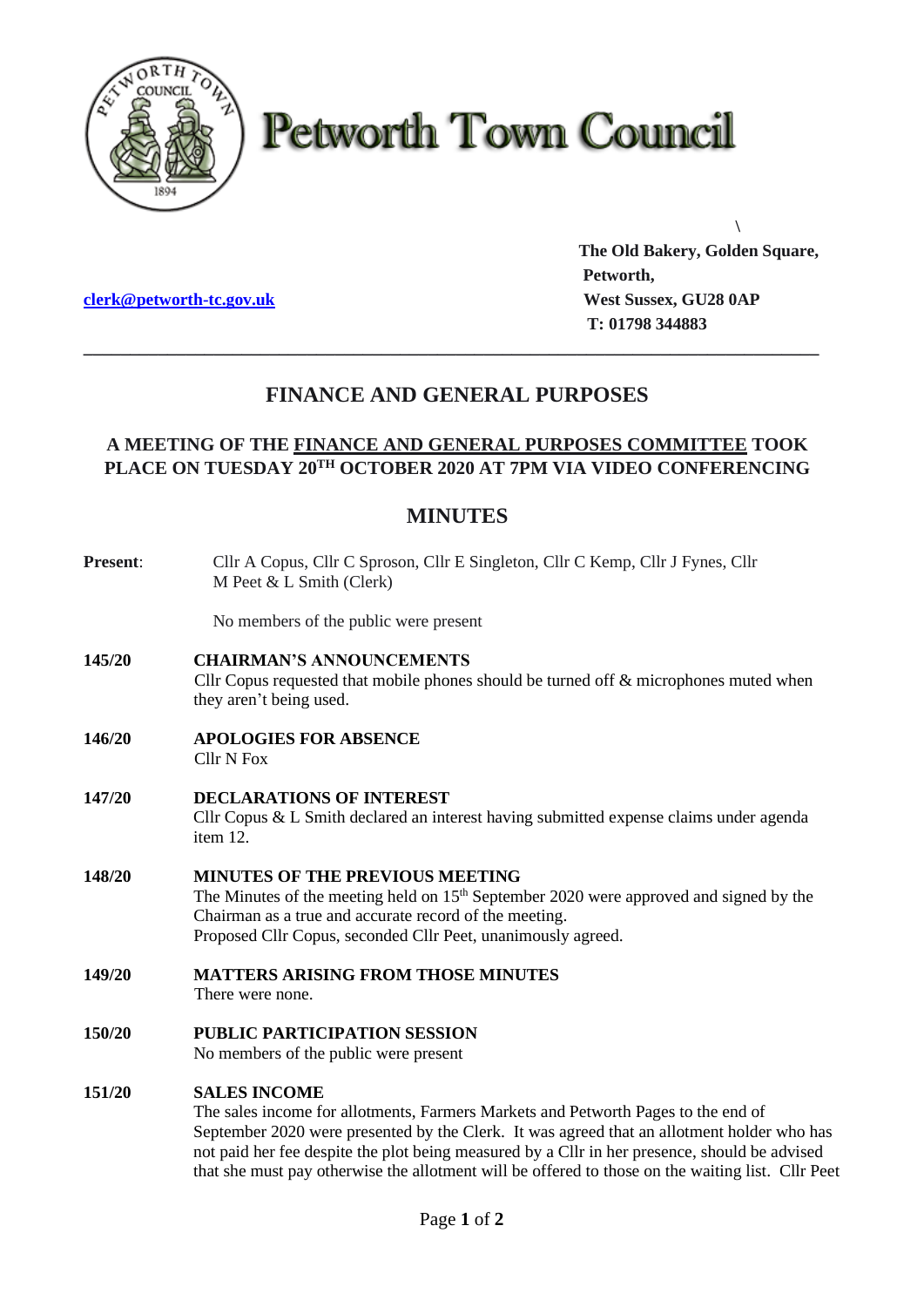# Petworth Town Council

The Old Bakery, Golden Square,
Petworth,
West Sussex, GU28 0AP
T: 01798 344883

clerk@petworth-tc.gov.uk

---

## FINANCE AND GENERAL PURPOSES

### A MEETING OF THE FINANCE AND GENERAL PURPOSES COMMITTEE TOOK PLACE ON TUESDAY 20TH OCTOBER 2020 AT 7PM VIA VIDEO CONFERENCING

## MINUTES

**Present**: Cllr A Copus, Cllr C Sproson, Cllr E Singleton, Cllr C Kemp, Cllr J Fynes, Cllr M Peet & L Smith (Clerk)

No members of the public were present

**145/20 CHAIRMAN'S ANNOUNCEMENTS**
Cllr Copus requested that mobile phones should be turned off & microphones muted when they aren't being used.

**146/20 APOLOGIES FOR ABSENCE**
Cllr N Fox

**147/20 DECLARATIONS OF INTEREST**
Cllr Copus & L Smith declared an interest having submitted expense claims under agenda item 12.

**148/20 MINUTES OF THE PREVIOUS MEETING**
The Minutes of the meeting held on 15th September 2020 were approved and signed by the Chairman as a true and accurate record of the meeting.
Proposed Cllr Copus, seconded Cllr Peet, unanimously agreed.

**149/20 MATTERS ARISING FROM THOSE MINUTES**
There were none.

**150/20 PUBLIC PARTICIPATION SESSION**
No members of the public were present

**151/20 SALES INCOME**
The sales income for allotments, Farmers Markets and Petworth Pages to the end of September 2020 were presented by the Clerk. It was agreed that an allotment holder who has not paid her fee despite the plot being measured by a Cllr in her presence, should be advised that she must pay otherwise the allotment will be offered to those on the waiting list. Cllr Peet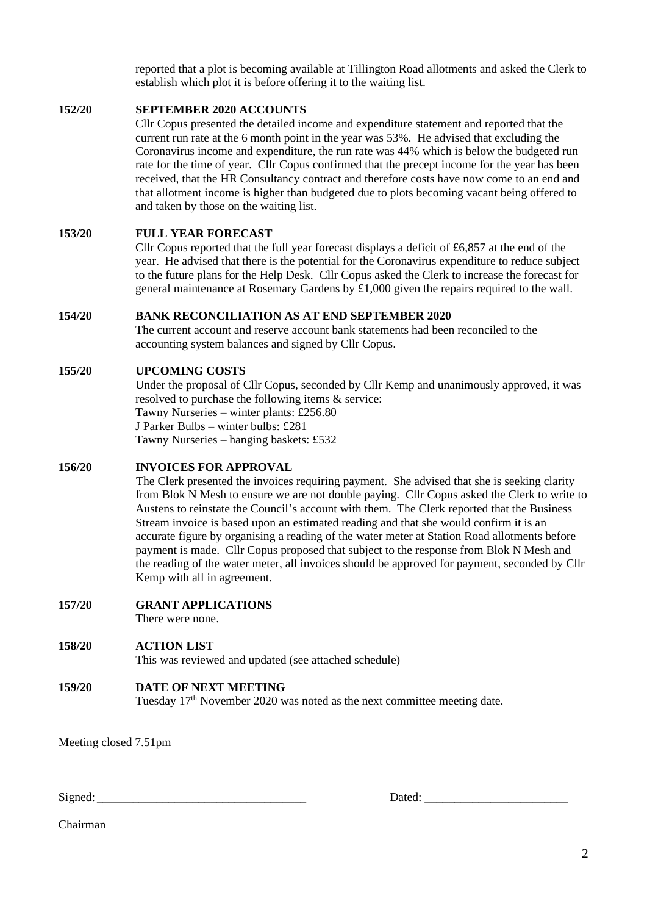reported that a plot is becoming available at Tillington Road allotments and asked the Clerk to establish which plot it is before offering it to the waiting list.

**152/20 SEPTEMBER 2020 ACCOUNTS**

Cllr Copus presented the detailed income and expenditure statement and reported that the current run rate at the 6 month point in the year was 53%. He advised that excluding the Coronavirus income and expenditure, the run rate was 44% which is below the budgeted run rate for the time of year. Cllr Copus confirmed that the precept income for the year has been received, that the HR Consultancy contract and therefore costs have now come to an end and that allotment income is higher than budgeted due to plots becoming vacant being offered to and taken by those on the waiting list.

**153/20 FULL YEAR FORECAST**

Cllr Copus reported that the full year forecast displays a deficit of £6,857 at the end of the year. He advised that there is the potential for the Coronavirus expenditure to reduce subject to the future plans for the Help Desk. Cllr Copus asked the Clerk to increase the forecast for general maintenance at Rosemary Gardens by £1,000 given the repairs required to the wall.

**154/20 BANK RECONCILIATION AS AT END SEPTEMBER 2020**

The current account and reserve account bank statements had been reconciled to the accounting system balances and signed by Cllr Copus.

**155/20 UPCOMING COSTS**

Under the proposal of Cllr Copus, seconded by Cllr Kemp and unanimously approved, it was resolved to purchase the following items & service:
Tawny Nurseries – winter plants: £256.80
J Parker Bulbs – winter bulbs: £281
Tawny Nurseries – hanging baskets: £532

**156/20 INVOICES FOR APPROVAL**

The Clerk presented the invoices requiring payment. She advised that she is seeking clarity from Blok N Mesh to ensure we are not double paying. Cllr Copus asked the Clerk to write to Austens to reinstate the Council's account with them. The Clerk reported that the Business Stream invoice is based upon an estimated reading and that she would confirm it is an accurate figure by organising a reading of the water meter at Station Road allotments before payment is made. Cllr Copus proposed that subject to the response from Blok N Mesh and the reading of the water meter, all invoices should be approved for payment, seconded by Cllr Kemp with all in agreement.

**157/20 GRANT APPLICATIONS**

There were none.

**158/20 ACTION LIST**

This was reviewed and updated (see attached schedule)

**159/20 DATE OF NEXT MEETING**

Tuesday 17th November 2020 was noted as the next committee meeting date.

Meeting closed 7.51pm

Signed: ___________________________________ Dated: ________________________

Chairman